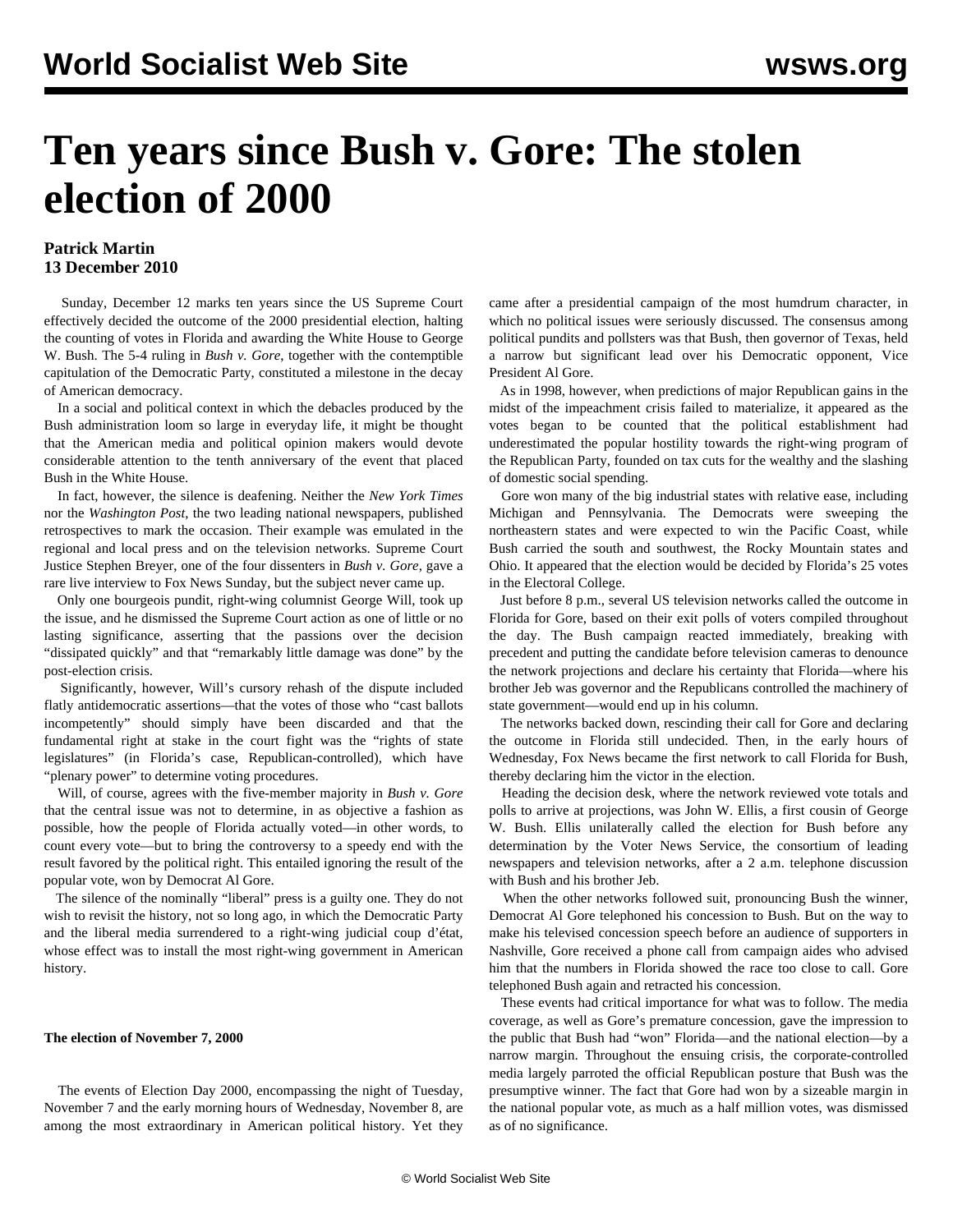# Ten years since Bush v. Gore: The stolen election of 2000

**Patrick Martin**
**13 December 2010**

Sunday, December 12 marks ten years since the US Supreme Court effectively decided the outcome of the 2000 presidential election, halting the counting of votes in Florida and awarding the White House to George W. Bush. The 5-4 ruling in *Bush v. Gore*, together with the contemptible capitulation of the Democratic Party, constituted a milestone in the decay of American democracy.

In a social and political context in which the debacles produced by the Bush administration loom so large in everyday life, it might be thought that the American media and political opinion makers would devote considerable attention to the tenth anniversary of the event that placed Bush in the White House.

In fact, however, the silence is deafening. Neither the *New York Times* nor the *Washington Post*, the two leading national newspapers, published retrospectives to mark the occasion. Their example was emulated in the regional and local press and on the television networks. Supreme Court Justice Stephen Breyer, one of the four dissenters in *Bush v. Gore*, gave a rare live interview to Fox News Sunday, but the subject never came up.

Only one bourgeois pundit, right-wing columnist George Will, took up the issue, and he dismissed the Supreme Court action as one of little or no lasting significance, asserting that the passions over the decision "dissipated quickly" and that "remarkably little damage was done" by the post-election crisis.

Significantly, however, Will's cursory rehash of the dispute included flatly antidemocratic assertions—that the votes of those who "cast ballots incompetently" should simply have been discarded and that the fundamental right at stake in the court fight was the "rights of state legislatures" (in Florida's case, Republican-controlled), which have "plenary power" to determine voting procedures.

Will, of course, agrees with the five-member majority in *Bush v. Gore* that the central issue was not to determine, in as objective a fashion as possible, how the people of Florida actually voted—in other words, to count every vote—but to bring the controversy to a speedy end with the result favored by the political right. This entailed ignoring the result of the popular vote, won by Democrat Al Gore.

The silence of the nominally "liberal" press is a guilty one. They do not wish to revisit the history, not so long ago, in which the Democratic Party and the liberal media surrendered to a right-wing judicial coup d'état, whose effect was to install the most right-wing government in American history.

**The election of November 7, 2000**

The events of Election Day 2000, encompassing the night of Tuesday, November 7 and the early morning hours of Wednesday, November 8, are among the most extraordinary in American political history. Yet they came after a presidential campaign of the most humdrum character, in which no political issues were seriously discussed. The consensus among political pundits and pollsters was that Bush, then governor of Texas, held a narrow but significant lead over his Democratic opponent, Vice President Al Gore.

As in 1998, however, when predictions of major Republican gains in the midst of the impeachment crisis failed to materialize, it appeared as the votes began to be counted that the political establishment had underestimated the popular hostility towards the right-wing program of the Republican Party, founded on tax cuts for the wealthy and the slashing of domestic social spending.

Gore won many of the big industrial states with relative ease, including Michigan and Pennsylvania. The Democrats were sweeping the northeastern states and were expected to win the Pacific Coast, while Bush carried the south and southwest, the Rocky Mountain states and Ohio. It appeared that the election would be decided by Florida's 25 votes in the Electoral College.

Just before 8 p.m., several US television networks called the outcome in Florida for Gore, based on their exit polls of voters compiled throughout the day. The Bush campaign reacted immediately, breaking with precedent and putting the candidate before television cameras to denounce the network projections and declare his certainty that Florida—where his brother Jeb was governor and the Republicans controlled the machinery of state government—would end up in his column.

The networks backed down, rescinding their call for Gore and declaring the outcome in Florida still undecided. Then, in the early hours of Wednesday, Fox News became the first network to call Florida for Bush, thereby declaring him the victor in the election.

Heading the decision desk, where the network reviewed vote totals and polls to arrive at projections, was John W. Ellis, a first cousin of George W. Bush. Ellis unilaterally called the election for Bush before any determination by the Voter News Service, the consortium of leading newspapers and television networks, after a 2 a.m. telephone discussion with Bush and his brother Jeb.

When the other networks followed suit, pronouncing Bush the winner, Democrat Al Gore telephoned his concession to Bush. But on the way to make his televised concession speech before an audience of supporters in Nashville, Gore received a phone call from campaign aides who advised him that the numbers in Florida showed the race too close to call. Gore telephoned Bush again and retracted his concession.

These events had critical importance for what was to follow. The media coverage, as well as Gore's premature concession, gave the impression to the public that Bush had "won" Florida—and the national election—by a narrow margin. Throughout the ensuing crisis, the corporate-controlled media largely parroted the official Republican posture that Bush was the presumptive winner. The fact that Gore had won by a sizeable margin in the national popular vote, as much as a half million votes, was dismissed as of no significance.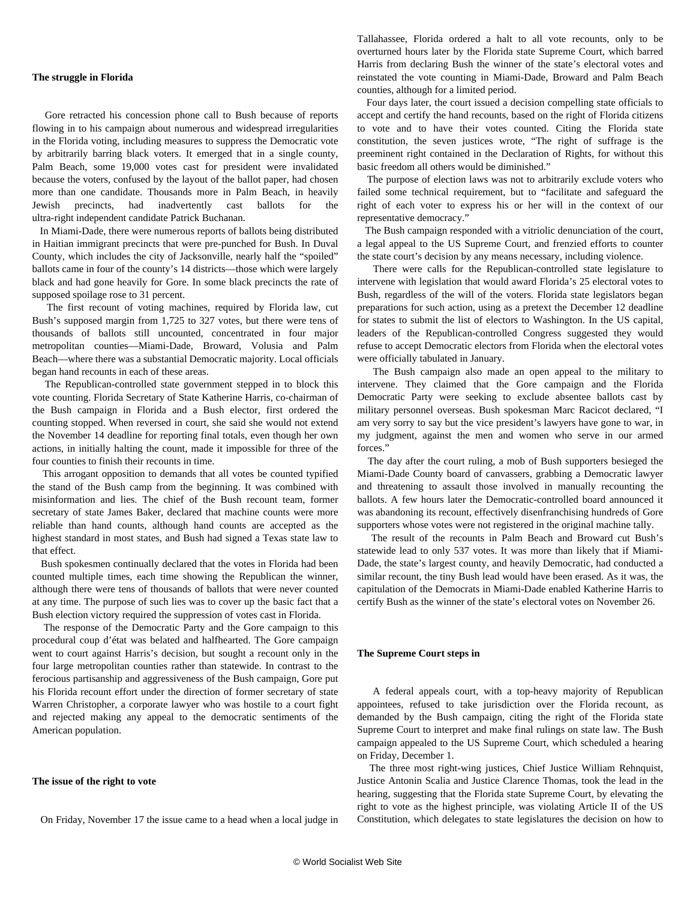### The struggle in Florida

Gore retracted his concession phone call to Bush because of reports flowing in to his campaign about numerous and widespread irregularities in the Florida voting, including measures to suppress the Democratic vote by arbitrarily barring black voters. It emerged that in a single county, Palm Beach, some 19,000 votes cast for president were invalidated because the voters, confused by the layout of the ballot paper, had chosen more than one candidate. Thousands more in Palm Beach, in heavily Jewish precincts, had inadvertently cast ballots for the ultra-right independent candidate Patrick Buchanan.

In Miami-Dade, there were numerous reports of ballots being distributed in Haitian immigrant precincts that were pre-punched for Bush. In Duval County, which includes the city of Jacksonville, nearly half the "spoiled" ballots came in four of the county's 14 districts—those which were largely black and had gone heavily for Gore. In some black precincts the rate of supposed spoilage rose to 31 percent.

The first recount of voting machines, required by Florida law, cut Bush's supposed margin from 1,725 to 327 votes, but there were tens of thousands of ballots still uncounted, concentrated in four major metropolitan counties—Miami-Dade, Broward, Volusia and Palm Beach—where there was a substantial Democratic majority. Local officials began hand recounts in each of these areas.

The Republican-controlled state government stepped in to block this vote counting. Florida Secretary of State Katherine Harris, co-chairman of the Bush campaign in Florida and a Bush elector, first ordered the counting stopped. When reversed in court, she said she would not extend the November 14 deadline for reporting final totals, even though her own actions, in initially halting the count, made it impossible for three of the four counties to finish their recounts in time.

This arrogant opposition to demands that all votes be counted typified the stand of the Bush camp from the beginning. It was combined with misinformation and lies. The chief of the Bush recount team, former secretary of state James Baker, declared that machine counts were more reliable than hand counts, although hand counts are accepted as the highest standard in most states, and Bush had signed a Texas state law to that effect.

Bush spokesmen continually declared that the votes in Florida had been counted multiple times, each time showing the Republican the winner, although there were tens of thousands of ballots that were never counted at any time. The purpose of such lies was to cover up the basic fact that a Bush election victory required the suppression of votes cast in Florida.

The response of the Democratic Party and the Gore campaign to this procedural coup d'état was belated and halfhearted. The Gore campaign went to court against Harris's decision, but sought a recount only in the four large metropolitan counties rather than statewide. In contrast to the ferocious partisanship and aggressiveness of the Bush campaign, Gore put his Florida recount effort under the direction of former secretary of state Warren Christopher, a corporate lawyer who was hostile to a court fight and rejected making any appeal to the democratic sentiments of the American population.

### The issue of the right to vote

On Friday, November 17 the issue came to a head when a local judge in Tallahassee, Florida ordered a halt to all vote recounts, only to be overturned hours later by the Florida state Supreme Court, which barred Harris from declaring Bush the winner of the state's electoral votes and reinstated the vote counting in Miami-Dade, Broward and Palm Beach counties, although for a limited period.

Four days later, the court issued a decision compelling state officials to accept and certify the hand recounts, based on the right of Florida citizens to vote and to have their votes counted. Citing the Florida state constitution, the seven justices wrote, "The right of suffrage is the preeminent right contained in the Declaration of Rights, for without this basic freedom all others would be diminished."

The purpose of election laws was not to arbitrarily exclude voters who failed some technical requirement, but to "facilitate and safeguard the right of each voter to express his or her will in the context of our representative democracy."

The Bush campaign responded with a vitriolic denunciation of the court, a legal appeal to the US Supreme Court, and frenzied efforts to counter the state court's decision by any means necessary, including violence.

There were calls for the Republican-controlled state legislature to intervene with legislation that would award Florida's 25 electoral votes to Bush, regardless of the will of the voters. Florida state legislators began preparations for such action, using as a pretext the December 12 deadline for states to submit the list of electors to Washington. In the US capital, leaders of the Republican-controlled Congress suggested they would refuse to accept Democratic electors from Florida when the electoral votes were officially tabulated in January.

The Bush campaign also made an open appeal to the military to intervene. They claimed that the Gore campaign and the Florida Democratic Party were seeking to exclude absentee ballots cast by military personnel overseas. Bush spokesman Marc Racicot declared, "I am very sorry to say but the vice president's lawyers have gone to war, in my judgment, against the men and women who serve in our armed forces."

The day after the court ruling, a mob of Bush supporters besieged the Miami-Dade County board of canvassers, grabbing a Democratic lawyer and threatening to assault those involved in manually recounting the ballots. A few hours later the Democratic-controlled board announced it was abandoning its recount, effectively disenfranchising hundreds of Gore supporters whose votes were not registered in the original machine tally.

The result of the recounts in Palm Beach and Broward cut Bush's statewide lead to only 537 votes. It was more than likely that if Miami-Dade, the state's largest county, and heavily Democratic, had conducted a similar recount, the tiny Bush lead would have been erased. As it was, the capitulation of the Democrats in Miami-Dade enabled Katherine Harris to certify Bush as the winner of the state's electoral votes on November 26.

### The Supreme Court steps in

A federal appeals court, with a top-heavy majority of Republican appointees, refused to take jurisdiction over the Florida recount, as demanded by the Bush campaign, citing the right of the Florida state Supreme Court to interpret and make final rulings on state law. The Bush campaign appealed to the US Supreme Court, which scheduled a hearing on Friday, December 1.

The three most right-wing justices, Chief Justice William Rehnquist, Justice Antonin Scalia and Justice Clarence Thomas, took the lead in the hearing, suggesting that the Florida state Supreme Court, by elevating the right to vote as the highest principle, was violating Article II of the US Constitution, which delegates to state legislatures the decision on how to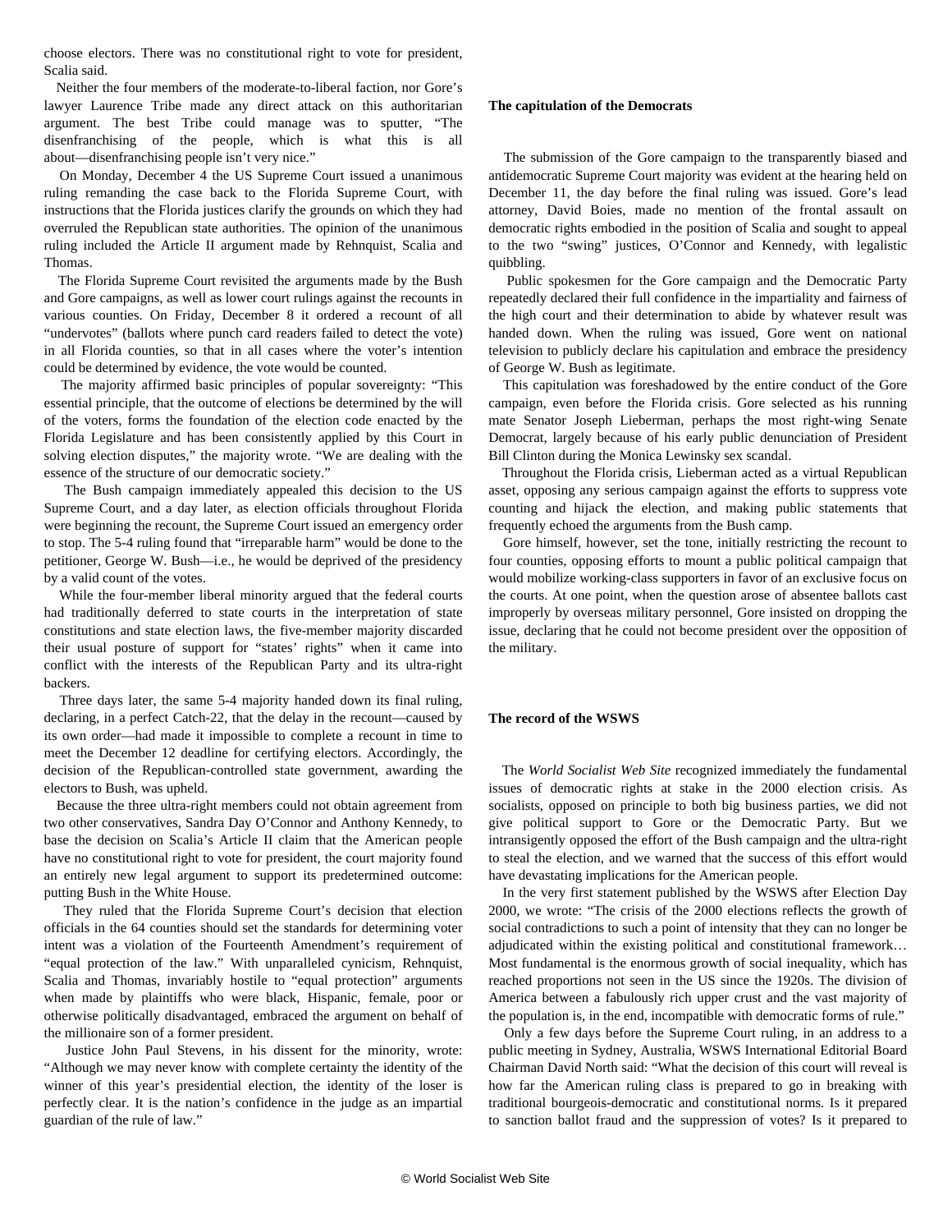choose electors. There was no constitutional right to vote for president, Scalia said.

Neither the four members of the moderate-to-liberal faction, nor Gore's lawyer Laurence Tribe made any direct attack on this authoritarian argument. The best Tribe could manage was to sputter, "The disenfranchising of the people, which is what this is all about—disenfranchising people isn't very nice."

On Monday, December 4 the US Supreme Court issued a unanimous ruling remanding the case back to the Florida Supreme Court, with instructions that the Florida justices clarify the grounds on which they had overruled the Republican state authorities. The opinion of the unanimous ruling included the Article II argument made by Rehnquist, Scalia and Thomas.

The Florida Supreme Court revisited the arguments made by the Bush and Gore campaigns, as well as lower court rulings against the recounts in various counties. On Friday, December 8 it ordered a recount of all "undervotes" (ballots where punch card readers failed to detect the vote) in all Florida counties, so that in all cases where the voter's intention could be determined by evidence, the vote would be counted.

The majority affirmed basic principles of popular sovereignty: "This essential principle, that the outcome of elections be determined by the will of the voters, forms the foundation of the election code enacted by the Florida Legislature and has been consistently applied by this Court in solving election disputes," the majority wrote. "We are dealing with the essence of the structure of our democratic society."

The Bush campaign immediately appealed this decision to the US Supreme Court, and a day later, as election officials throughout Florida were beginning the recount, the Supreme Court issued an emergency order to stop. The 5-4 ruling found that "irreparable harm" would be done to the petitioner, George W. Bush—i.e., he would be deprived of the presidency by a valid count of the votes.

While the four-member liberal minority argued that the federal courts had traditionally deferred to state courts in the interpretation of state constitutions and state election laws, the five-member majority discarded their usual posture of support for "states' rights" when it came into conflict with the interests of the Republican Party and its ultra-right backers.

Three days later, the same 5-4 majority handed down its final ruling, declaring, in a perfect Catch-22, that the delay in the recount—caused by its own order—had made it impossible to complete a recount in time to meet the December 12 deadline for certifying electors. Accordingly, the decision of the Republican-controlled state government, awarding the electors to Bush, was upheld.

Because the three ultra-right members could not obtain agreement from two other conservatives, Sandra Day O'Connor and Anthony Kennedy, to base the decision on Scalia's Article II claim that the American people have no constitutional right to vote for president, the court majority found an entirely new legal argument to support its predetermined outcome: putting Bush in the White House.

They ruled that the Florida Supreme Court's decision that election officials in the 64 counties should set the standards for determining voter intent was a violation of the Fourteenth Amendment's requirement of "equal protection of the law." With unparalleled cynicism, Rehnquist, Scalia and Thomas, invariably hostile to "equal protection" arguments when made by plaintiffs who were black, Hispanic, female, poor or otherwise politically disadvantaged, embraced the argument on behalf of the millionaire son of a former president.

Justice John Paul Stevens, in his dissent for the minority, wrote: "Although we may never know with complete certainty the identity of the winner of this year's presidential election, the identity of the loser is perfectly clear. It is the nation's confidence in the judge as an impartial guardian of the rule of law."

### The capitulation of the Democrats

The submission of the Gore campaign to the transparently biased and antidemocratic Supreme Court majority was evident at the hearing held on December 11, the day before the final ruling was issued. Gore's lead attorney, David Boies, made no mention of the frontal assault on democratic rights embodied in the position of Scalia and sought to appeal to the two "swing" justices, O'Connor and Kennedy, with legalistic quibbling.

Public spokesmen for the Gore campaign and the Democratic Party repeatedly declared their full confidence in the impartiality and fairness of the high court and their determination to abide by whatever result was handed down. When the ruling was issued, Gore went on national television to publicly declare his capitulation and embrace the presidency of George W. Bush as legitimate.

This capitulation was foreshadowed by the entire conduct of the Gore campaign, even before the Florida crisis. Gore selected as his running mate Senator Joseph Lieberman, perhaps the most right-wing Senate Democrat, largely because of his early public denunciation of President Bill Clinton during the Monica Lewinsky sex scandal.

Throughout the Florida crisis, Lieberman acted as a virtual Republican asset, opposing any serious campaign against the efforts to suppress vote counting and hijack the election, and making public statements that frequently echoed the arguments from the Bush camp.

Gore himself, however, set the tone, initially restricting the recount to four counties, opposing efforts to mount a public political campaign that would mobilize working-class supporters in favor of an exclusive focus on the courts. At one point, when the question arose of absentee ballots cast improperly by overseas military personnel, Gore insisted on dropping the issue, declaring that he could not become president over the opposition of the military.

### The record of the WSWS

The *World Socialist Web Site* recognized immediately the fundamental issues of democratic rights at stake in the 2000 election crisis. As socialists, opposed on principle to both big business parties, we did not give political support to Gore or the Democratic Party. But we intransigently opposed the effort of the Bush campaign and the ultra-right to steal the election, and we warned that the success of this effort would have devastating implications for the American people.

In the very first statement published by the WSWS after Election Day 2000, we wrote: "The crisis of the 2000 elections reflects the growth of social contradictions to such a point of intensity that they can no longer be adjudicated within the existing political and constitutional framework… Most fundamental is the enormous growth of social inequality, which has reached proportions not seen in the US since the 1920s. The division of America between a fabulously rich upper crust and the vast majority of the population is, in the end, incompatible with democratic forms of rule."

Only a few days before the Supreme Court ruling, in an address to a public meeting in Sydney, Australia, WSWS International Editorial Board Chairman David North said: "What the decision of this court will reveal is how far the American ruling class is prepared to go in breaking with traditional bourgeois-democratic and constitutional norms. Is it prepared to sanction ballot fraud and the suppression of votes? Is it prepared to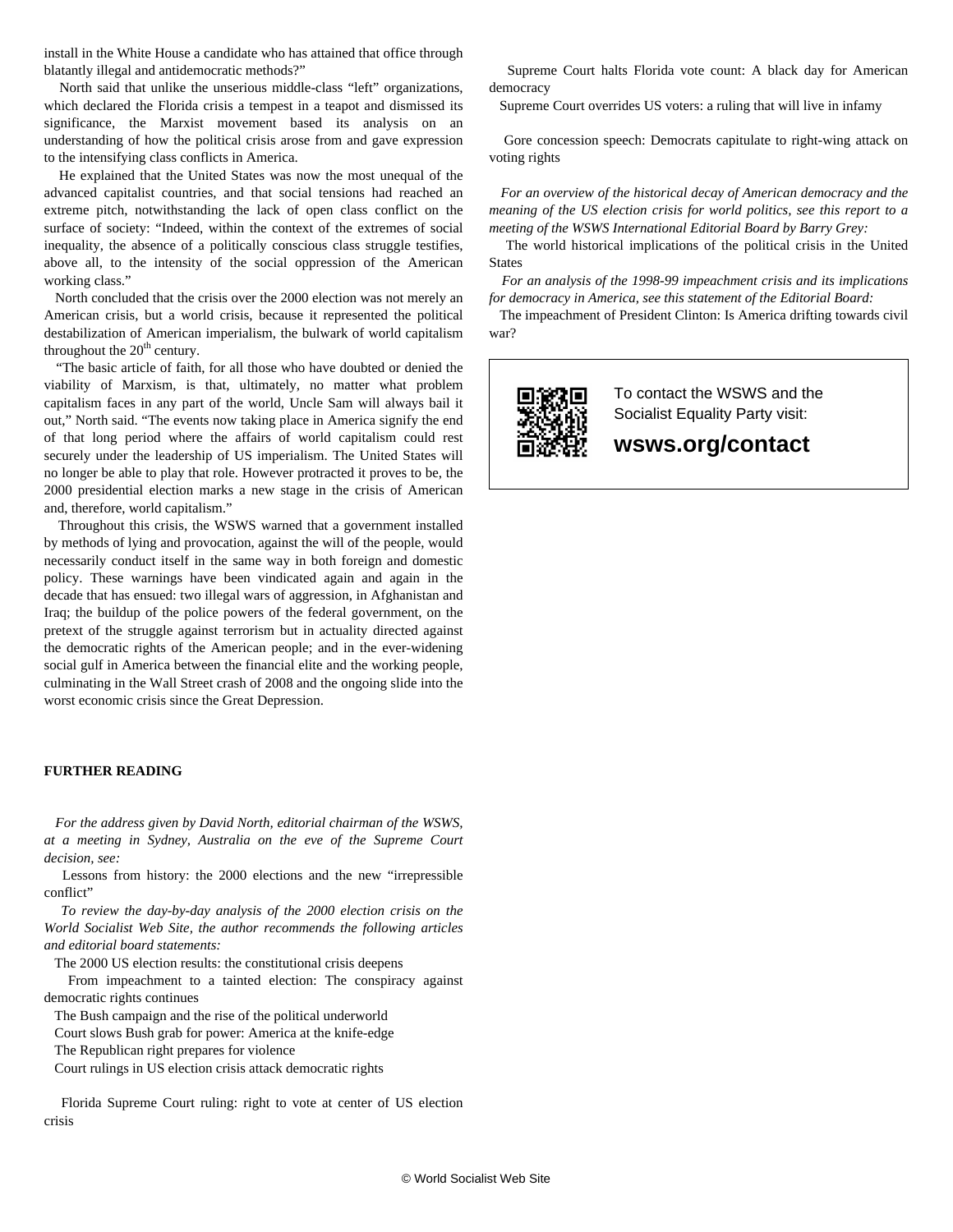install in the White House a candidate who has attained that office through blatantly illegal and antidemocratic methods?"

North said that unlike the unserious middle-class "left" organizations, which declared the Florida crisis a tempest in a teapot and dismissed its significance, the Marxist movement based its analysis on an understanding of how the political crisis arose from and gave expression to the intensifying class conflicts in America.

He explained that the United States was now the most unequal of the advanced capitalist countries, and that social tensions had reached an extreme pitch, notwithstanding the lack of open class conflict on the surface of society: "Indeed, within the context of the extremes of social inequality, the absence of a politically conscious class struggle testifies, above all, to the intensity of the social oppression of the American working class."

North concluded that the crisis over the 2000 election was not merely an American crisis, but a world crisis, because it represented the political destabilization of American imperialism, the bulwark of world capitalism throughout the 20th century.

"The basic article of faith, for all those who have doubted or denied the viability of Marxism, is that, ultimately, no matter what problem capitalism faces in any part of the world, Uncle Sam will always bail it out," North said. "The events now taking place in America signify the end of that long period where the affairs of world capitalism could rest securely under the leadership of US imperialism. The United States will no longer be able to play that role. However protracted it proves to be, the 2000 presidential election marks a new stage in the crisis of American and, therefore, world capitalism."

Throughout this crisis, the WSWS warned that a government installed by methods of lying and provocation, against the will of the people, would necessarily conduct itself in the same way in both foreign and domestic policy. These warnings have been vindicated again and again in the decade that has ensued: two illegal wars of aggression, in Afghanistan and Iraq; the buildup of the police powers of the federal government, on the pretext of the struggle against terrorism but in actuality directed against the democratic rights of the American people; and in the ever-widening social gulf in America between the financial elite and the working people, culminating in the Wall Street crash of 2008 and the ongoing slide into the worst economic crisis since the Great Depression.

**FURTHER READING**

*For the address given by David North, editorial chairman of the WSWS, at a meeting in Sydney, Australia on the eve of the Supreme Court decision, see:*

Lessons from history: the 2000 elections and the new "irrepressible conflict"

*To review the day-by-day analysis of the 2000 election crisis on the World Socialist Web Site, the author recommends the following articles and editorial board statements:*

The 2000 US election results: the constitutional crisis deepens

From impeachment to a tainted election: The conspiracy against democratic rights continues

The Bush campaign and the rise of the political underworld

Court slows Bush grab for power: America at the knife-edge

The Republican right prepares for violence

Court rulings in US election crisis attack democratic rights

Florida Supreme Court ruling: right to vote at center of US election crisis

Supreme Court halts Florida vote count: A black day for American democracy

Supreme Court overrides US voters: a ruling that will live in infamy

Gore concession speech: Democrats capitulate to right-wing attack on voting rights

*For an overview of the historical decay of American democracy and the meaning of the US election crisis for world politics, see this report to a meeting of the WSWS International Editorial Board by Barry Grey:*

The world historical implications of the political crisis in the United States

*For an analysis of the 1998-99 impeachment crisis and its implications for democracy in America, see this statement of the Editorial Board:*

The impeachment of President Clinton: Is America drifting towards civil war?

To contact the WSWS and the Socialist Equality Party visit:

**wsws.org/contact**